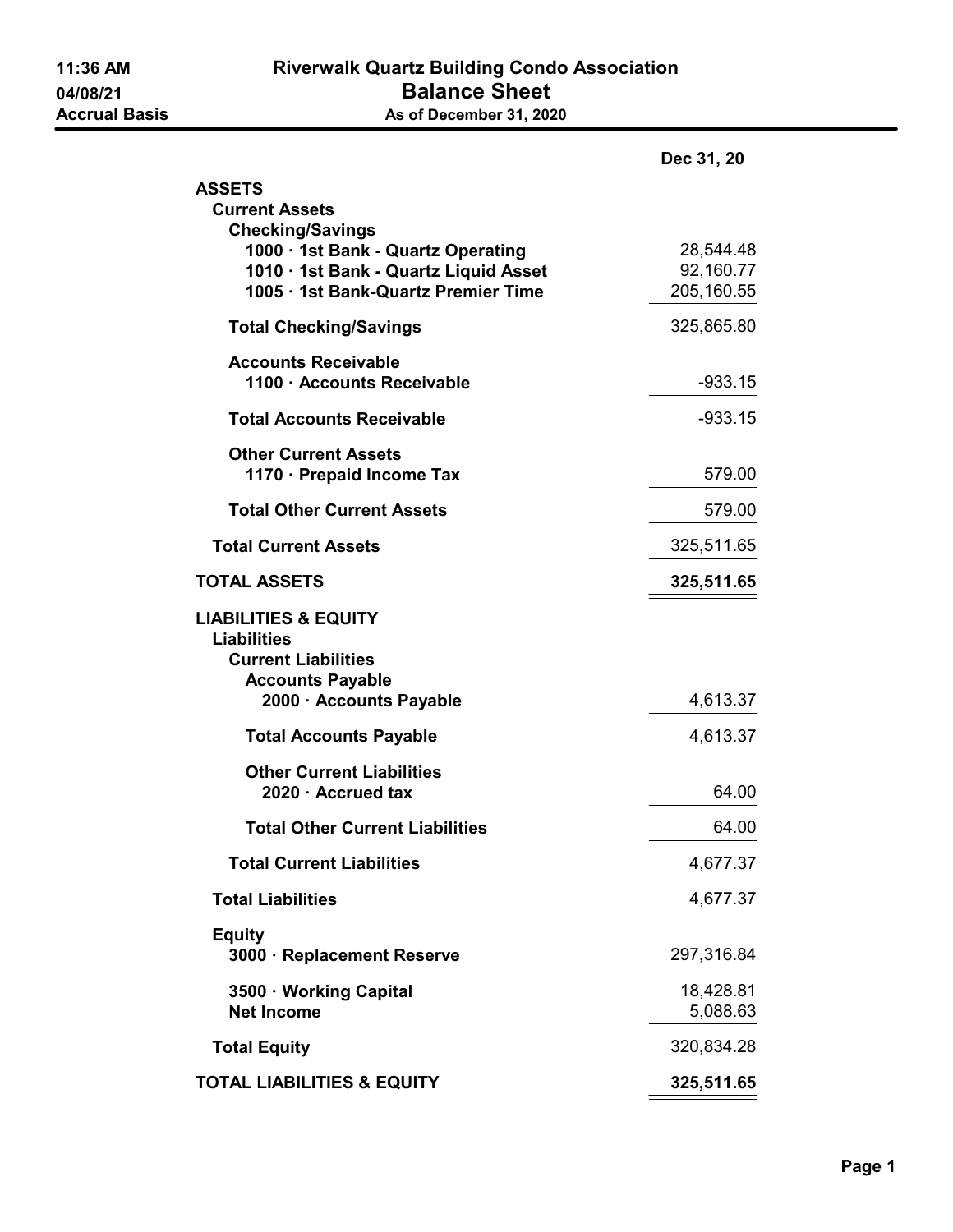# Riverwalk Quartz Building Condo Association

## Balance Sheet

**As of December 31, 2020**

11:36 AM
04/08/21
Accrual Basis

| | Dec 31, 20 |
|---|---|
| **ASSETS** | |
| **Current Assets** | |
| **Checking/Savings** | |
| **1000 · 1st Bank - Quartz Operating** | 28,544.48 |
| **1010 · 1st Bank - Quartz Liquid Asset** | 92,160.77 |
| **1005 · 1st Bank-Quartz Premier Time** | 205,160.55 |
| **Total Checking/Savings** | 325,865.80 |
| **Accounts Receivable** | |
| **1100 · Accounts Receivable** | -933.15 |
| **Total Accounts Receivable** | -933.15 |
| **Other Current Assets** | |
| **1170 · Prepaid Income Tax** | 579.00 |
| **Total Other Current Assets** | 579.00 |
| **Total Current Assets** | 325,511.65 |
| **TOTAL ASSETS** | **325,511.65** |
| **LIABILITIES & EQUITY** | |
| **Liabilities** | |
| **Current Liabilities** | |
| **Accounts Payable** | |
| **2000 · Accounts Payable** | 4,613.37 |
| **Total Accounts Payable** | 4,613.37 |
| **Other Current Liabilities** | |
| **2020 · Accrued tax** | 64.00 |
| **Total Other Current Liabilities** | 64.00 |
| **Total Current Liabilities** | 4,677.37 |
| **Total Liabilities** | 4,677.37 |
| **Equity** | |
| **3000 · Replacement Reserve** | 297,316.84 |
| **3500 · Working Capital** | 18,428.81 |
| **Net Income** | 5,088.63 |
| **Total Equity** | 320,834.28 |
| **TOTAL LIABILITIES & EQUITY** | **325,511.65** |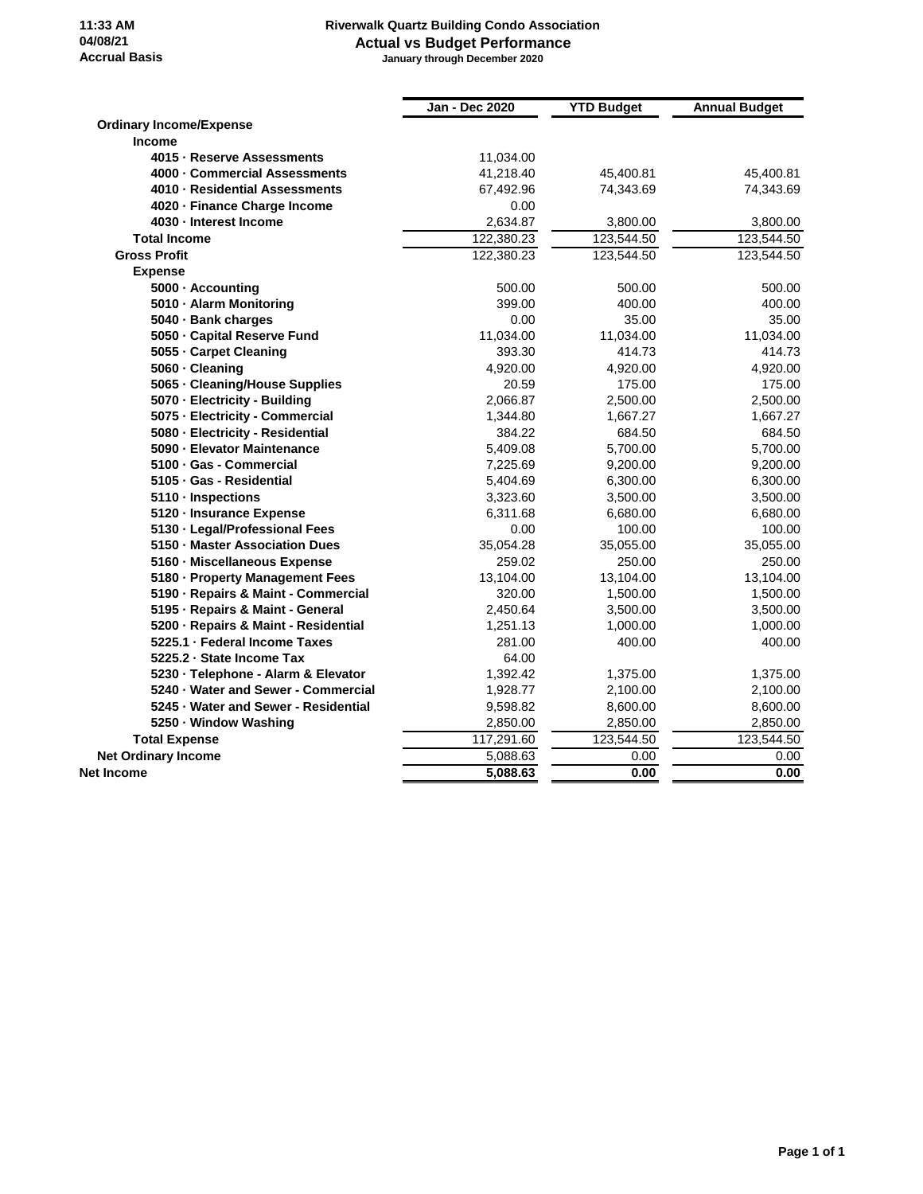11:33 AM
04/08/21
Accrual Basis

# Riverwalk Quartz Building Condo Association

## Actual vs Budget Performance

January through December 2020

| | Jan - Dec 2020 | YTD Budget | Annual Budget |
|---|---|---|---|
| **Ordinary Income/Expense** | | | |
| **Income** | | | |
| **4015 · Reserve Assessments** | 11,034.00 | | |
| **4000 · Commercial Assessments** | 41,218.40 | 45,400.81 | 45,400.81 |
| **4010 · Residential Assessments** | 67,492.96 | 74,343.69 | 74,343.69 |
| **4020 · Finance Charge Income** | 0.00 | | |
| **4030 · Interest Income** | 2,634.87 | 3,800.00 | 3,800.00 |
| **Total Income** | 122,380.23 | 123,544.50 | 123,544.50 |
| **Gross Profit** | 122,380.23 | 123,544.50 | 123,544.50 |
| **Expense** | | | |
| **5000 · Accounting** | 500.00 | 500.00 | 500.00 |
| **5010 · Alarm Monitoring** | 399.00 | 400.00 | 400.00 |
| **5040 · Bank charges** | 0.00 | 35.00 | 35.00 |
| **5050 · Capital Reserve Fund** | 11,034.00 | 11,034.00 | 11,034.00 |
| **5055 · Carpet Cleaning** | 393.30 | 414.73 | 414.73 |
| **5060 · Cleaning** | 4,920.00 | 4,920.00 | 4,920.00 |
| **5065 · Cleaning/House Supplies** | 20.59 | 175.00 | 175.00 |
| **5070 · Electricity - Building** | 2,066.87 | 2,500.00 | 2,500.00 |
| **5075 · Electricity - Commercial** | 1,344.80 | 1,667.27 | 1,667.27 |
| **5080 · Electricity - Residential** | 384.22 | 684.50 | 684.50 |
| **5090 · Elevator Maintenance** | 5,409.08 | 5,700.00 | 5,700.00 |
| **5100 · Gas - Commercial** | 7,225.69 | 9,200.00 | 9,200.00 |
| **5105 · Gas - Residential** | 5,404.69 | 6,300.00 | 6,300.00 |
| **5110 · Inspections** | 3,323.60 | 3,500.00 | 3,500.00 |
| **5120 · Insurance Expense** | 6,311.68 | 6,680.00 | 6,680.00 |
| **5130 · Legal/Professional Fees** | 0.00 | 100.00 | 100.00 |
| **5150 · Master Association Dues** | 35,054.28 | 35,055.00 | 35,055.00 |
| **5160 · Miscellaneous Expense** | 259.02 | 250.00 | 250.00 |
| **5180 · Property Management Fees** | 13,104.00 | 13,104.00 | 13,104.00 |
| **5190 · Repairs & Maint - Commercial** | 320.00 | 1,500.00 | 1,500.00 |
| **5195 · Repairs & Maint - General** | 2,450.64 | 3,500.00 | 3,500.00 |
| **5200 · Repairs & Maint - Residential** | 1,251.13 | 1,000.00 | 1,000.00 |
| **5225.1 · Federal Income Taxes** | 281.00 | 400.00 | 400.00 |
| **5225.2 · State Income Tax** | 64.00 | | |
| **5230 · Telephone - Alarm & Elevator** | 1,392.42 | 1,375.00 | 1,375.00 |
| **5240 · Water and Sewer - Commercial** | 1,928.77 | 2,100.00 | 2,100.00 |
| **5245 · Water and Sewer - Residential** | 9,598.82 | 8,600.00 | 8,600.00 |
| **5250 · Window Washing** | 2,850.00 | 2,850.00 | 2,850.00 |
| **Total Expense** | 117,291.60 | 123,544.50 | 123,544.50 |
| **Net Ordinary Income** | 5,088.63 | 0.00 | 0.00 |
| **Net Income** | **5,088.63** | **0.00** | **0.00** |